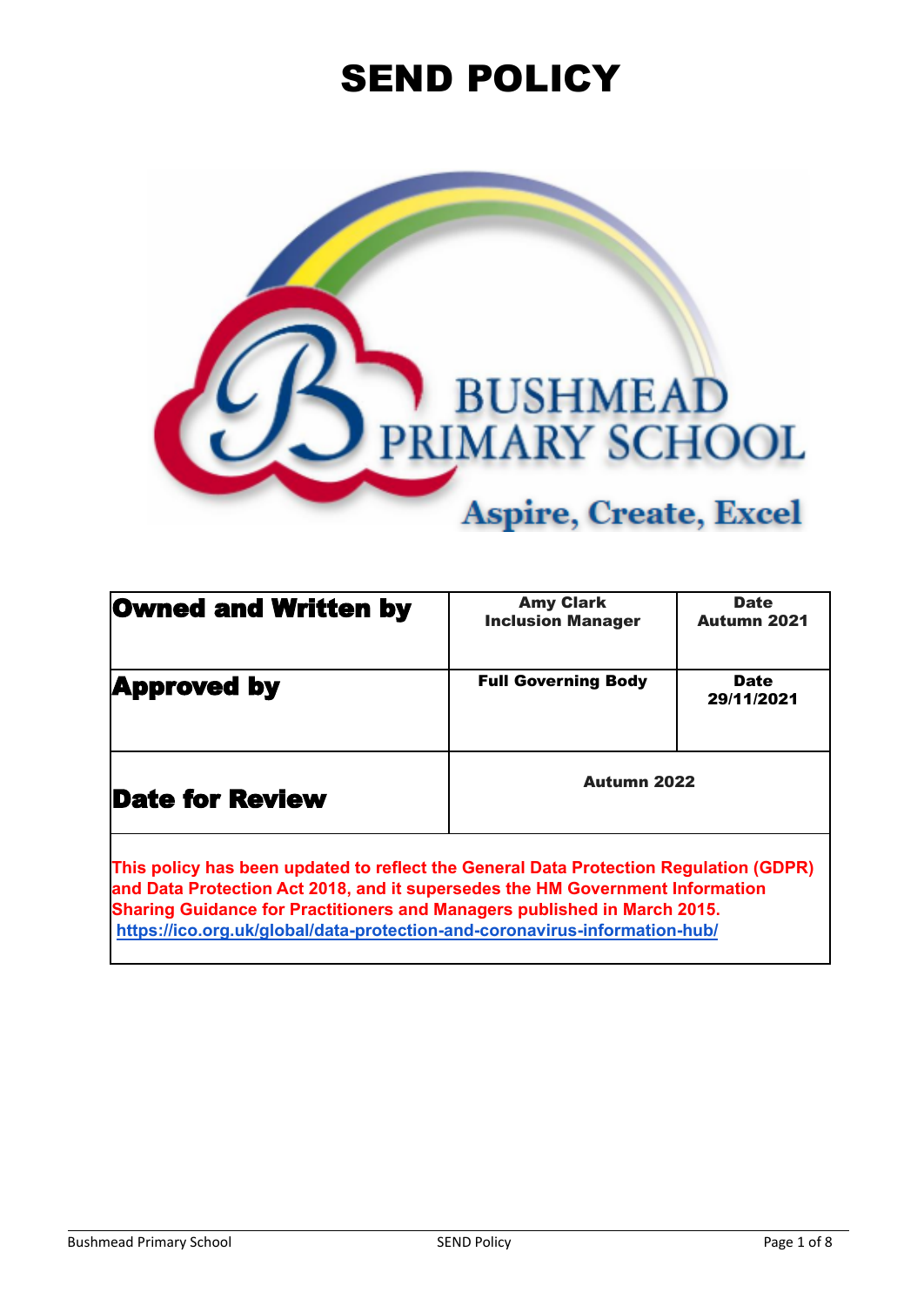# SEND POLICY

BUSHMEAD PRIMARY SCHOOL

Aspire, Create, Excel

| **Owned and Written by** | **Amy Clark Inclusion Manager** | **Date Autumn 2021** |
|---|---|---|
| **Approved by** | **Full Governing Body** | **Date 29/11/2021** |
| **Date for Review** | **Autumn 2022** | |

**This policy has been updated to reflect the General Data Protection Regulation (GDPR) and Data Protection Act 2018, and it supersedes the HM Government Information Sharing Guidance for Practitioners and Managers published in March 2015.**
**https://ico.org.uk/global/data-protection-and-coronavirus-information-hub/**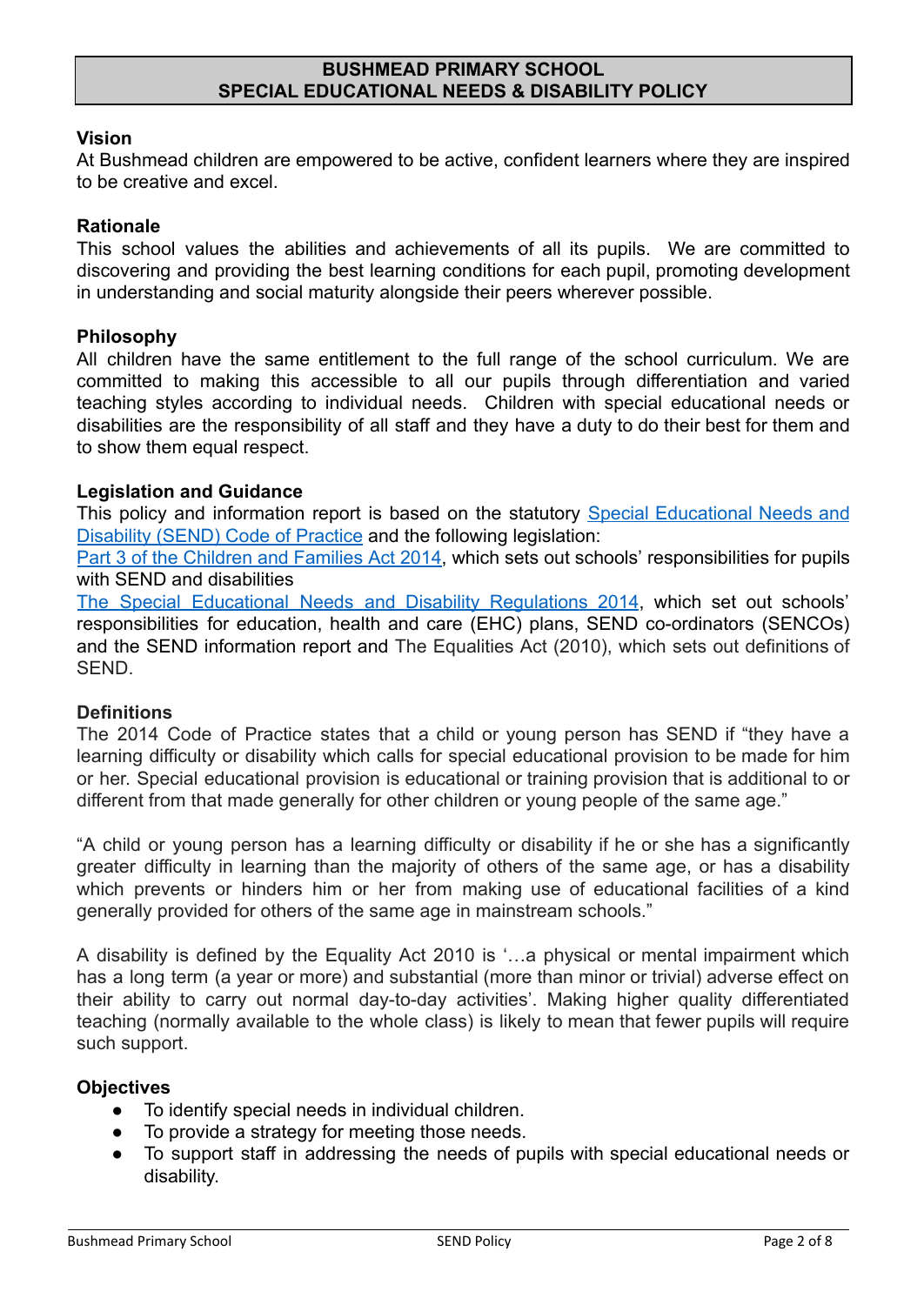# BUSHMEAD PRIMARY SCHOOL
# SPECIAL EDUCATIONAL NEEDS & DISABILITY POLICY

## Vision

At Bushmead children are empowered to be active, confident learners where they are inspired to be creative and excel.

## Rationale

This school values the abilities and achievements of all its pupils. We are committed to discovering and providing the best learning conditions for each pupil, promoting development in understanding and social maturity alongside their peers wherever possible.

## Philosophy

All children have the same entitlement to the full range of the school curriculum. We are committed to making this accessible to all our pupils through differentiation and varied teaching styles according to individual needs. Children with special educational needs or disabilities are the responsibility of all staff and they have a duty to do their best for them and to show them equal respect.

## Legislation and Guidance

This policy and information report is based on the statutory Special Educational Needs and Disability (SEND) Code of Practice and the following legislation:

Part 3 of the Children and Families Act 2014, which sets out schools' responsibilities for pupils with SEND and disabilities

The Special Educational Needs and Disability Regulations 2014, which set out schools' responsibilities for education, health and care (EHC) plans, SEND co-ordinators (SENCOs) and the SEND information report and The Equalities Act (2010), which sets out definitions of SEND.

## Definitions

The 2014 Code of Practice states that a child or young person has SEND if "they have a learning difficulty or disability which calls for special educational provision to be made for him or her. Special educational provision is educational or training provision that is additional to or different from that made generally for other children or young people of the same age."

"A child or young person has a learning difficulty or disability if he or she has a significantly greater difficulty in learning than the majority of others of the same age, or has a disability which prevents or hinders him or her from making use of educational facilities of a kind generally provided for others of the same age in mainstream schools."

A disability is defined by the Equality Act 2010 is '…a physical or mental impairment which has a long term (a year or more) and substantial (more than minor or trivial) adverse effect on their ability to carry out normal day-to-day activities'. Making higher quality differentiated teaching (normally available to the whole class) is likely to mean that fewer pupils will require such support.

## Objectives

- To identify special needs in individual children.
- To provide a strategy for meeting those needs.
- To support staff in addressing the needs of pupils with special educational needs or disability.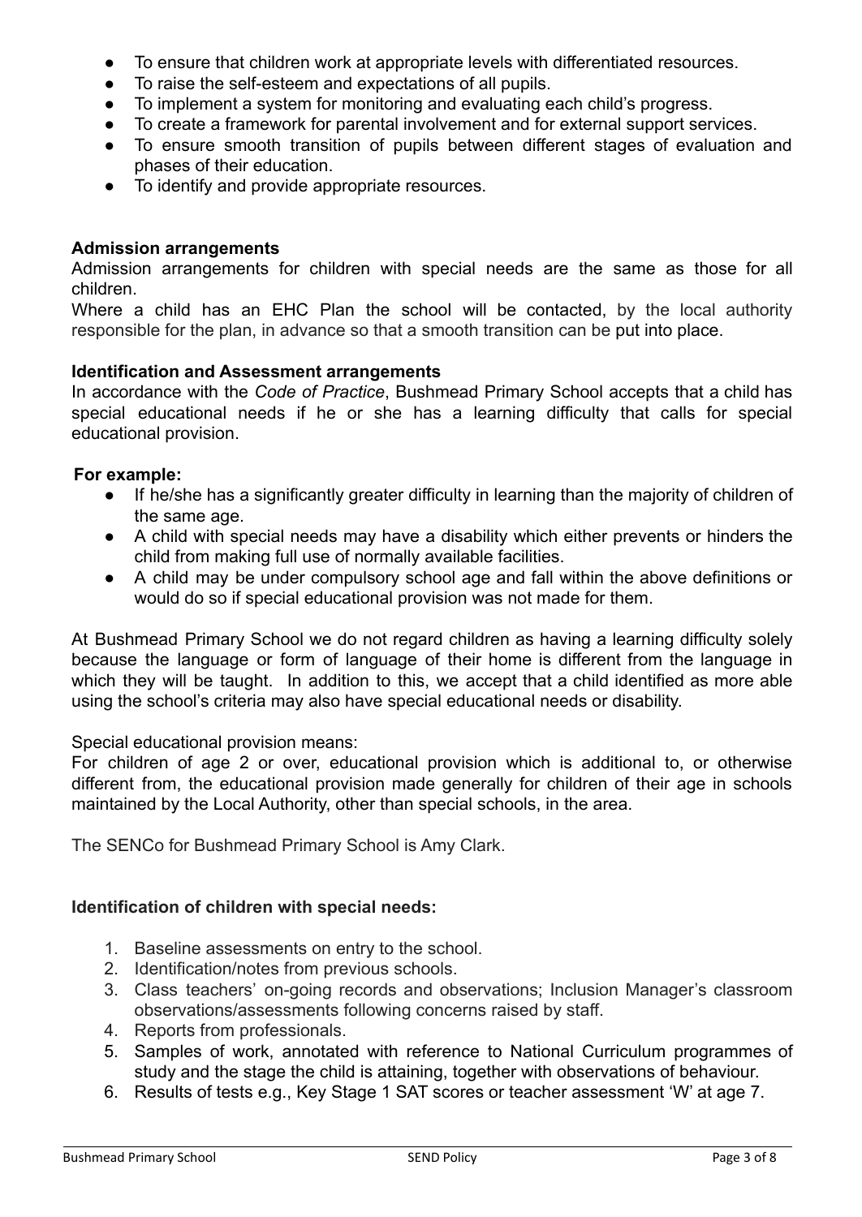- To ensure that children work at appropriate levels with differentiated resources.
- To raise the self-esteem and expectations of all pupils.
- To implement a system for monitoring and evaluating each child's progress.
- To create a framework for parental involvement and for external support services.
- To ensure smooth transition of pupils between different stages of evaluation and phases of their education.
- To identify and provide appropriate resources.

**Admission arrangements**

Admission arrangements for children with special needs are the same as those for all children.

Where a child has an EHC Plan the school will be contacted, by the local authority responsible for the plan, in advance so that a smooth transition can be put into place.

**Identification and Assessment arrangements**

In accordance with the *Code of Practice*, Bushmead Primary School accepts that a child has special educational needs if he or she has a learning difficulty that calls for special educational provision.

**For example:**

- If he/she has a significantly greater difficulty in learning than the majority of children of the same age.
- A child with special needs may have a disability which either prevents or hinders the child from making full use of normally available facilities.
- A child may be under compulsory school age and fall within the above definitions or would do so if special educational provision was not made for them.

At Bushmead Primary School we do not regard children as having a learning difficulty solely because the language or form of language of their home is different from the language in which they will be taught. In addition to this, we accept that a child identified as more able using the school's criteria may also have special educational needs or disability.

Special educational provision means:

For children of age 2 or over, educational provision which is additional to, or otherwise different from, the educational provision made generally for children of their age in schools maintained by the Local Authority, other than special schools, in the area.

The SENCo for Bushmead Primary School is Amy Clark.

**Identification of children with special needs:**

1. Baseline assessments on entry to the school.
2. Identification/notes from previous schools.
3. Class teachers' on-going records and observations; Inclusion Manager's classroom observations/assessments following concerns raised by staff.
4. Reports from professionals.
5. Samples of work, annotated with reference to National Curriculum programmes of study and the stage the child is attaining, together with observations of behaviour.
6. Results of tests e.g., Key Stage 1 SAT scores or teacher assessment 'W' at age 7.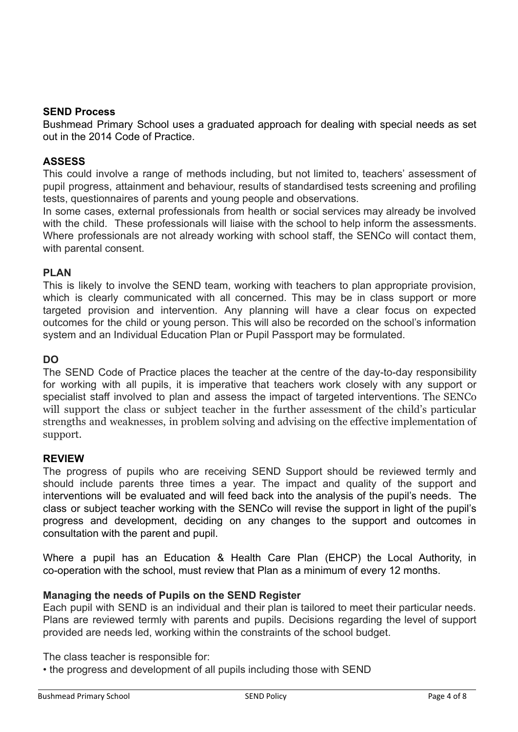## SEND Process

Bushmead Primary School uses a graduated approach for dealing with special needs as set out in the 2014 Code of Practice.

### ASSESS

This could involve a range of methods including, but not limited to, teachers' assessment of pupil progress, attainment and behaviour, results of standardised tests screening and profiling tests, questionnaires of parents and young people and observations.

In some cases, external professionals from health or social services may already be involved with the child. These professionals will liaise with the school to help inform the assessments. Where professionals are not already working with school staff, the SENCo will contact them, with parental consent.

### PLAN

This is likely to involve the SEND team, working with teachers to plan appropriate provision, which is clearly communicated with all concerned. This may be in class support or more targeted provision and intervention. Any planning will have a clear focus on expected outcomes for the child or young person. This will also be recorded on the school's information system and an Individual Education Plan or Pupil Passport may be formulated.

### DO

The SEND Code of Practice places the teacher at the centre of the day-to-day responsibility for working with all pupils, it is imperative that teachers work closely with any support or specialist staff involved to plan and assess the impact of targeted interventions. The SENCo will support the class or subject teacher in the further assessment of the child's particular strengths and weaknesses, in problem solving and advising on the effective implementation of support.

### REVIEW

The progress of pupils who are receiving SEND Support should be reviewed termly and should include parents three times a year. The impact and quality of the support and interventions will be evaluated and will feed back into the analysis of the pupil's needs. The class or subject teacher working with the SENCo will revise the support in light of the pupil's progress and development, deciding on any changes to the support and outcomes in consultation with the parent and pupil.

Where a pupil has an Education & Health Care Plan (EHCP) the Local Authority, in co-operation with the school, must review that Plan as a minimum of every 12 months.

### Managing the needs of Pupils on the SEND Register

Each pupil with SEND is an individual and their plan is tailored to meet their particular needs. Plans are reviewed termly with parents and pupils. Decisions regarding the level of support provided are needs led, working within the constraints of the school budget.

The class teacher is responsible for:

- the progress and development of all pupils including those with SEND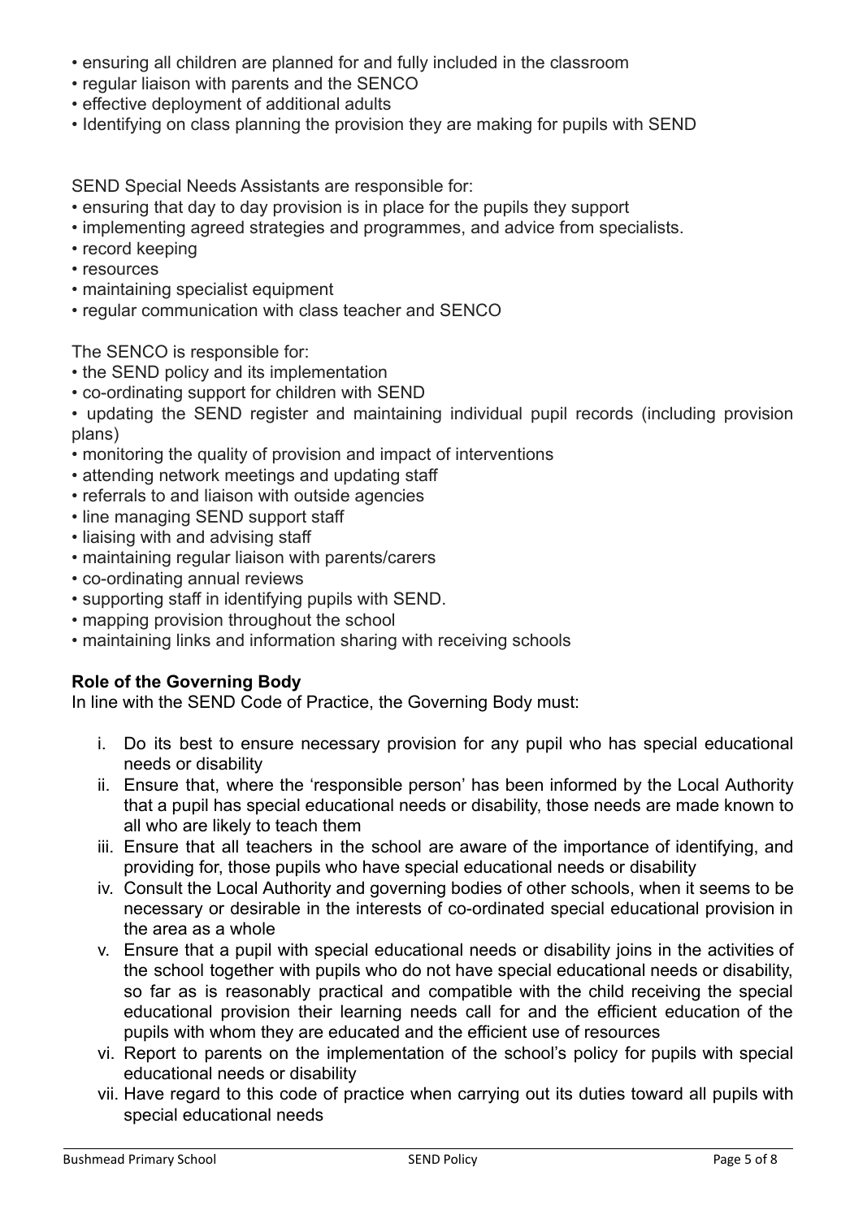- ensuring all children are planned for and fully included in the classroom
- regular liaison with parents and the SENCO
- effective deployment of additional adults
- Identifying on class planning the provision they are making for pupils with SEND

SEND Special Needs Assistants are responsible for:

- ensuring that day to day provision is in place for the pupils they support
- implementing agreed strategies and programmes, and advice from specialists.
- record keeping
- resources
- maintaining specialist equipment
- regular communication with class teacher and SENCO

The SENCO is responsible for:

- the SEND policy and its implementation
- co-ordinating support for children with SEND
- updating the SEND register and maintaining individual pupil records (including provision plans)
- monitoring the quality of provision and impact of interventions
- attending network meetings and updating staff
- referrals to and liaison with outside agencies
- line managing SEND support staff
- liaising with and advising staff
- maintaining regular liaison with parents/carers
- co-ordinating annual reviews
- supporting staff in identifying pupils with SEND.
- mapping provision throughout the school
- maintaining links and information sharing with receiving schools

**Role of the Governing Body**

In line with the SEND Code of Practice, the Governing Body must:

i. Do its best to ensure necessary provision for any pupil who has special educational needs or disability
ii. Ensure that, where the 'responsible person' has been informed by the Local Authority that a pupil has special educational needs or disability, those needs are made known to all who are likely to teach them
iii. Ensure that all teachers in the school are aware of the importance of identifying, and providing for, those pupils who have special educational needs or disability
iv. Consult the Local Authority and governing bodies of other schools, when it seems to be necessary or desirable in the interests of co-ordinated special educational provision in the area as a whole
v. Ensure that a pupil with special educational needs or disability joins in the activities of the school together with pupils who do not have special educational needs or disability, so far as is reasonably practical and compatible with the child receiving the special educational provision their learning needs call for and the efficient education of the pupils with whom they are educated and the efficient use of resources
vi. Report to parents on the implementation of the school's policy for pupils with special educational needs or disability
vii. Have regard to this code of practice when carrying out its duties toward all pupils with special educational needs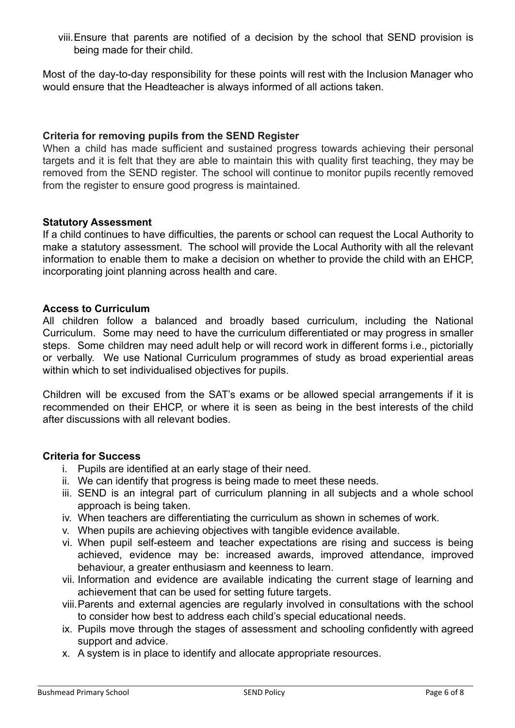viii. Ensure that parents are notified of a decision by the school that SEND provision is being made for their child.

Most of the day-to-day responsibility for these points will rest with the Inclusion Manager who would ensure that the Headteacher is always informed of all actions taken.

**Criteria for removing pupils from the SEND Register**

When a child has made sufficient and sustained progress towards achieving their personal targets and it is felt that they are able to maintain this with quality first teaching, they may be removed from the SEND register. The school will continue to monitor pupils recently removed from the register to ensure good progress is maintained.

**Statutory Assessment**

If a child continues to have difficulties, the parents or school can request the Local Authority to make a statutory assessment. The school will provide the Local Authority with all the relevant information to enable them to make a decision on whether to provide the child with an EHCP, incorporating joint planning across health and care.

**Access to Curriculum**

All children follow a balanced and broadly based curriculum, including the National Curriculum. Some may need to have the curriculum differentiated or may progress in smaller steps. Some children may need adult help or will record work in different forms i.e., pictorially or verbally. We use National Curriculum programmes of study as broad experiential areas within which to set individualised objectives for pupils.

Children will be excused from the SAT's exams or be allowed special arrangements if it is recommended on their EHCP, or where it is seen as being in the best interests of the child after discussions with all relevant bodies.

**Criteria for Success**

i. Pupils are identified at an early stage of their need.
ii. We can identify that progress is being made to meet these needs.
iii. SEND is an integral part of curriculum planning in all subjects and a whole school approach is being taken.
iv. When teachers are differentiating the curriculum as shown in schemes of work.
v. When pupils are achieving objectives with tangible evidence available.
vi. When pupil self-esteem and teacher expectations are rising and success is being achieved, evidence may be: increased awards, improved attendance, improved behaviour, a greater enthusiasm and keenness to learn.
vii. Information and evidence are available indicating the current stage of learning and achievement that can be used for setting future targets.
viii. Parents and external agencies are regularly involved in consultations with the school to consider how best to address each child's special educational needs.
ix. Pupils move through the stages of assessment and schooling confidently with agreed support and advice.
x. A system is in place to identify and allocate appropriate resources.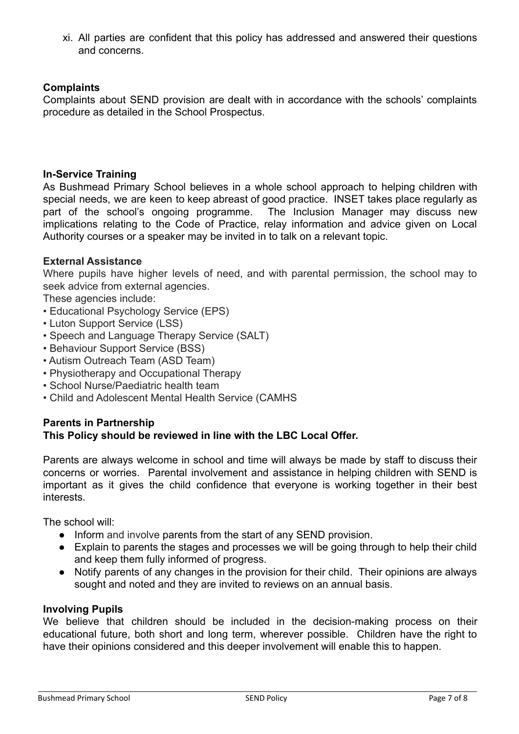xi. All parties are confident that this policy has addressed and answered their questions and concerns.

**Complaints**

Complaints about SEND provision are dealt with in accordance with the schools' complaints procedure as detailed in the School Prospectus.

**In-Service Training**

As Bushmead Primary School believes in a whole school approach to helping children with special needs, we are keen to keep abreast of good practice. INSET takes place regularly as part of the school's ongoing programme. The Inclusion Manager may discuss new implications relating to the Code of Practice, relay information and advice given on Local Authority courses or a speaker may be invited in to talk on a relevant topic.

**External Assistance**

Where pupils have higher levels of need, and with parental permission, the school may to seek advice from external agencies.

These agencies include:

- Educational Psychology Service (EPS)
- Luton Support Service (LSS)
- Speech and Language Therapy Service (SALT)
- Behaviour Support Service (BSS)
- Autism Outreach Team (ASD Team)
- Physiotherapy and Occupational Therapy
- School Nurse/Paediatric health team
- Child and Adolescent Mental Health Service (CAMHS

**Parents in Partnership**

**This Policy should be reviewed in line with the LBC Local Offer.**

Parents are always welcome in school and time will always be made by staff to discuss their concerns or worries. Parental involvement and assistance in helping children with SEND is important as it gives the child confidence that everyone is working together in their best interests.

The school will:

- Inform and involve parents from the start of any SEND provision.
- Explain to parents the stages and processes we will be going through to help their child and keep them fully informed of progress.
- Notify parents of any changes in the provision for their child. Their opinions are always sought and noted and they are invited to reviews on an annual basis.

**Involving Pupils**

We believe that children should be included in the decision-making process on their educational future, both short and long term, wherever possible. Children have the right to have their opinions considered and this deeper involvement will enable this to happen.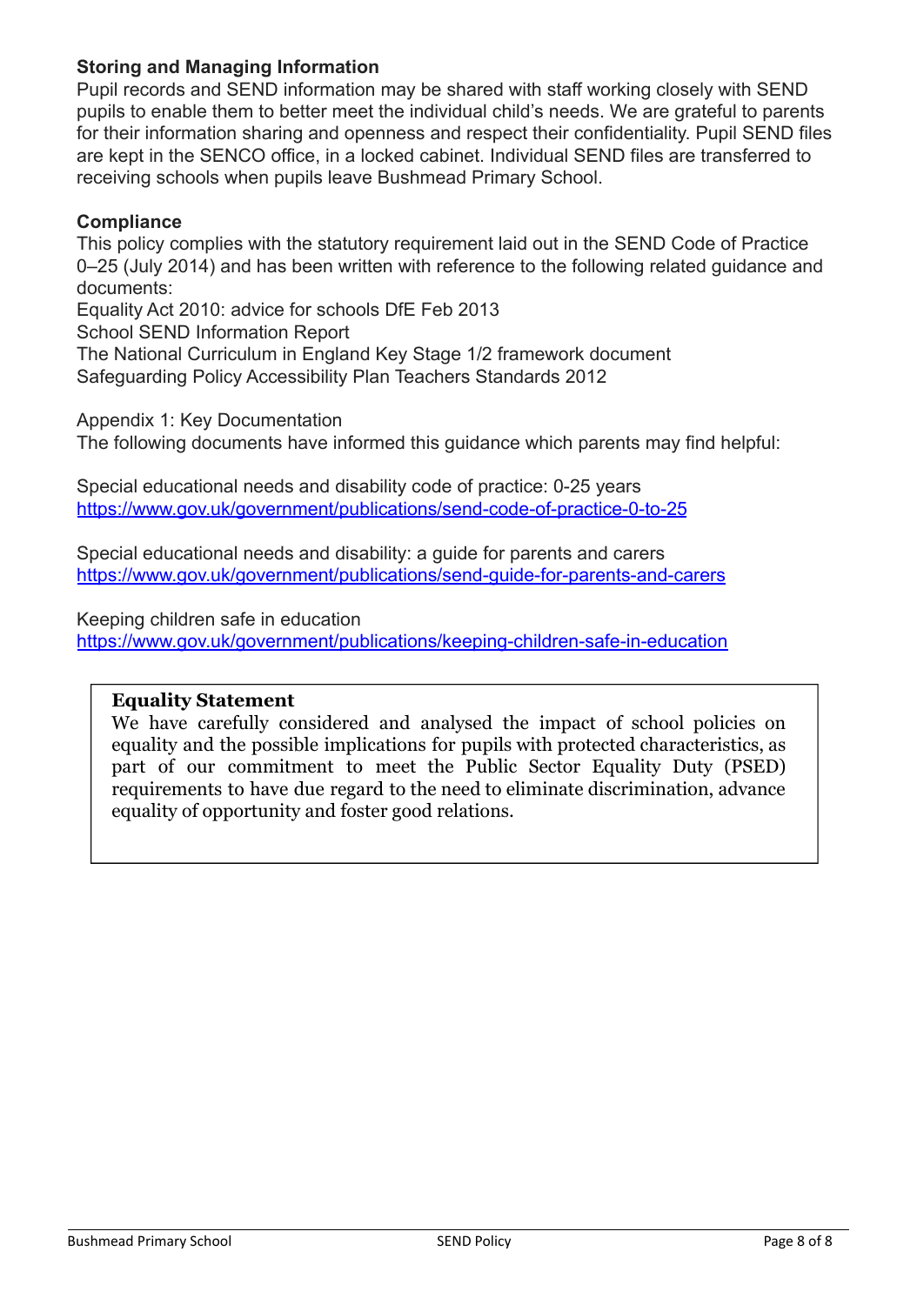**Storing and Managing Information**
Pupil records and SEND information may be shared with staff working closely with SEND pupils to enable them to better meet the individual child's needs. We are grateful to parents for their information sharing and openness and respect their confidentiality. Pupil SEND files are kept in the SENCO office, in a locked cabinet. Individual SEND files are transferred to receiving schools when pupils leave Bushmead Primary School.

**Compliance**
This policy complies with the statutory requirement laid out in the SEND Code of Practice 0–25 (July 2014) and has been written with reference to the following related guidance and documents:
Equality Act 2010: advice for schools DfE Feb 2013
School SEND Information Report
The National Curriculum in England Key Stage 1/2 framework document
Safeguarding Policy Accessibility Plan Teachers Standards 2012

Appendix 1: Key Documentation
The following documents have informed this guidance which parents may find helpful:

Special educational needs and disability code of practice: 0-25 years
https://www.gov.uk/government/publications/send-code-of-practice-0-to-25

Special educational needs and disability: a guide for parents and carers
https://www.gov.uk/government/publications/send-guide-for-parents-and-carers

Keeping children safe in education
https://www.gov.uk/government/publications/keeping-children-safe-in-education

**Equality Statement**
We have carefully considered and analysed the impact of school policies on equality and the possible implications for pupils with protected characteristics, as part of our commitment to meet the Public Sector Equality Duty (PSED) requirements to have due regard to the need to eliminate discrimination, advance equality of opportunity and foster good relations.